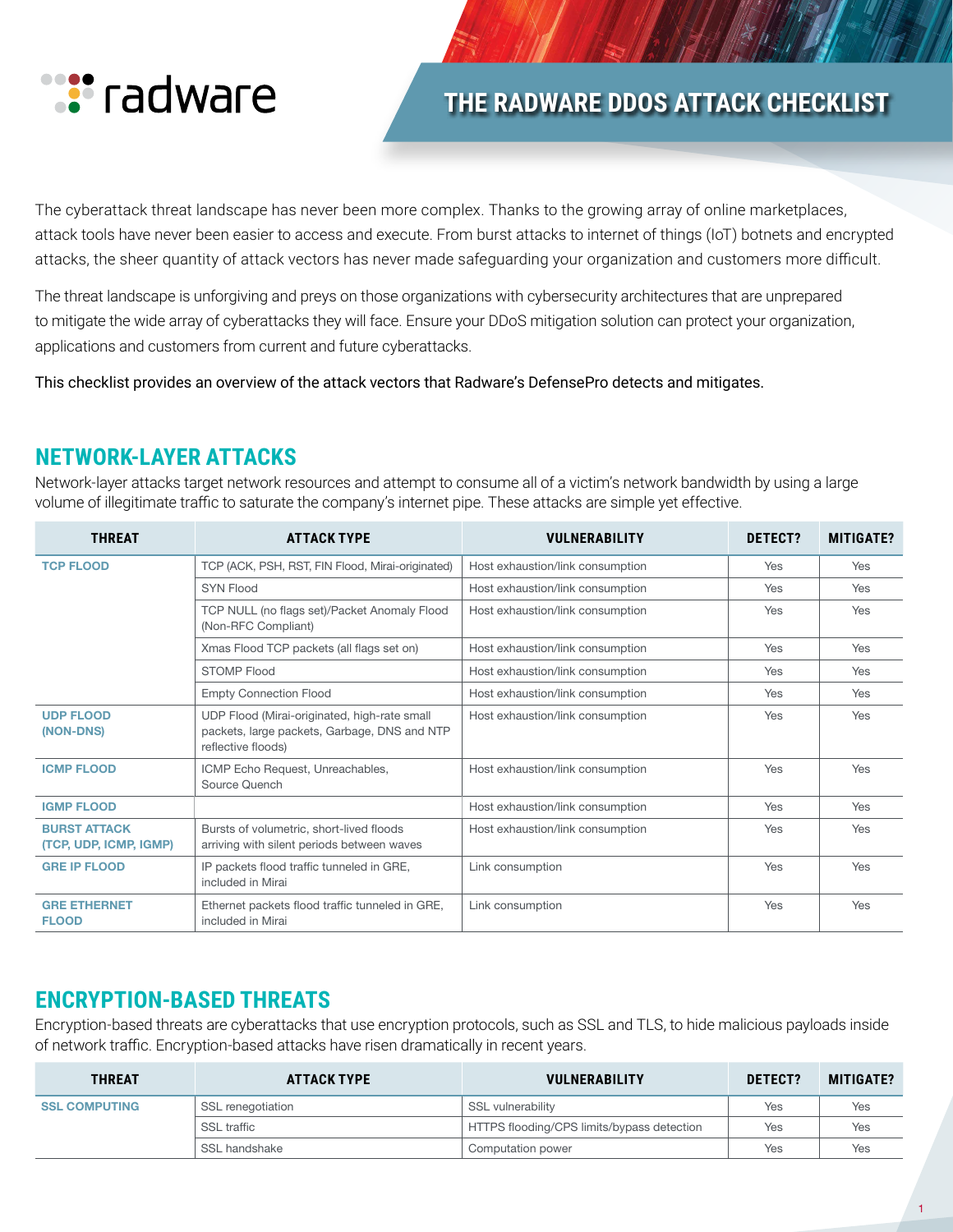radware

# THE RADWARE DDOS ATTACK CHECKLIST

The cyberattack threat landscape has never been more complex. Thanks to the growing array of online marketplaces, attack tools have never been easier to access and execute. From burst attacks to internet of things (IoT) botnets and encrypted attacks, the sheer quantity of attack vectors has never made safeguarding your organization and customers more difficult.

The threat landscape is unforgiving and preys on those organizations with cybersecurity architectures that are unprepared to mitigate the wide array of cyberattacks they will face. Ensure your DDoS mitigation solution can protect your organization, applications and customers from current and future cyberattacks.

This checklist provides an overview of the attack vectors that Radware's DefensePro detects and mitigates.

## NETWORK-LAYER ATTACKS

Network-layer attacks target network resources and attempt to consume all of a victim's network bandwidth by using a large volume of illegitimate traffic to saturate the company's internet pipe. These attacks are simple yet effective.

| THREAT | ATTACK TYPE | VULNERABILITY | DETECT? | MITIGATE? |
|---|---|---|---|---|
| TCP FLOOD | TCP (ACK, PSH, RST, FIN Flood, Mirai-originated) | Host exhaustion/link consumption | Yes | Yes |
| | SYN Flood | Host exhaustion/link consumption | Yes | Yes |
| | TCP NULL (no flags set)/Packet Anomaly Flood (Non-RFC Compliant) | Host exhaustion/link consumption | Yes | Yes |
| | Xmas Flood TCP packets (all flags set on) | Host exhaustion/link consumption | Yes | Yes |
| | STOMP Flood | Host exhaustion/link consumption | Yes | Yes |
| | Empty Connection Flood | Host exhaustion/link consumption | Yes | Yes |
| UDP FLOOD (NON-DNS) | UDP Flood (Mirai-originated, high-rate small packets, large packets, Garbage, DNS and NTP reflective floods) | Host exhaustion/link consumption | Yes | Yes |
| ICMP FLOOD | ICMP Echo Request, Unreachables, Source Quench | Host exhaustion/link consumption | Yes | Yes |
| IGMP FLOOD | | Host exhaustion/link consumption | Yes | Yes |
| BURST ATTACK (TCP, UDP, ICMP, IGMP) | Bursts of volumetric, short-lived floods arriving with silent periods between waves | Host exhaustion/link consumption | Yes | Yes |
| GRE IP FLOOD | IP packets flood traffic tunneled in GRE, included in Mirai | Link consumption | Yes | Yes |
| GRE ETHERNET FLOOD | Ethernet packets flood traffic tunneled in GRE, included in Mirai | Link consumption | Yes | Yes |

## ENCRYPTION-BASED THREATS

Encryption-based threats are cyberattacks that use encryption protocols, such as SSL and TLS, to hide malicious payloads inside of network traffic. Encryption-based attacks have risen dramatically in recent years.

| THREAT | ATTACK TYPE | VULNERABILITY | DETECT? | MITIGATE? |
|---|---|---|---|---|
| SSL COMPUTING | SSL renegotiation | SSL vulnerability | Yes | Yes |
| | SSL traffic | HTTPS flooding/CPS limits/bypass detection | Yes | Yes |
| | SSL handshake | Computation power | Yes | Yes |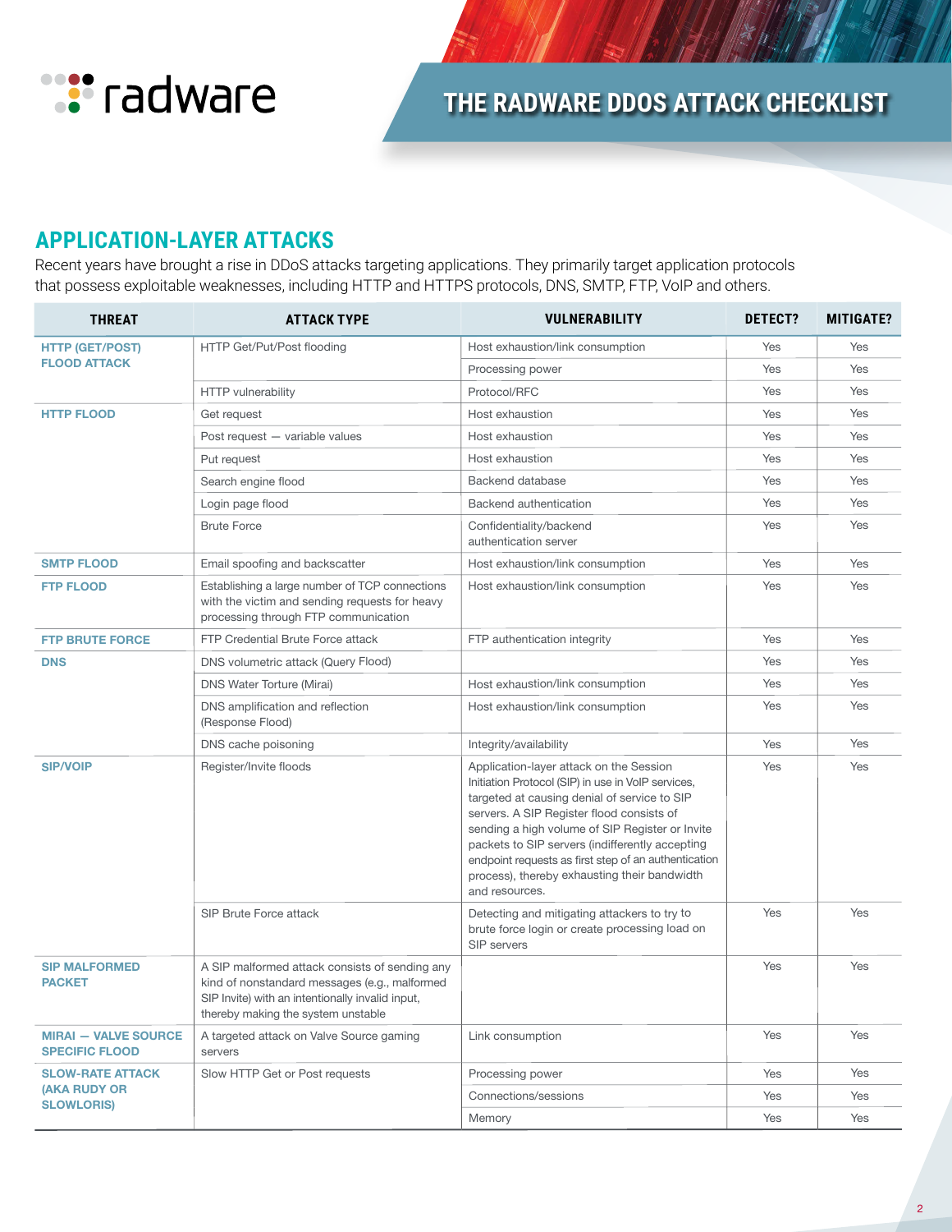# THE RADWARE DDOS ATTACK CHECKLIST

## APPLICATION-LAYER ATTACKS

Recent years have brought a rise in DDoS attacks targeting applications. They primarily target application protocols that possess exploitable weaknesses, including HTTP and HTTPS protocols, DNS, SMTP, FTP, VoIP and others.

| THREAT | ATTACK TYPE | VULNERABILITY | DETECT? | MITIGATE? |
|---|---|---|---|---|
| **HTTP (GET/POST) FLOOD ATTACK** | HTTP Get/Put/Post flooding | Host exhaustion/link consumption | Yes | Yes |
| | | Processing power | Yes | Yes |
| | HTTP vulnerability | Protocol/RFC | Yes | Yes |
| **HTTP FLOOD** | Get request | Host exhaustion | Yes | Yes |
| | Post request — variable values | Host exhaustion | Yes | Yes |
| | Put request | Host exhaustion | Yes | Yes |
| | Search engine flood | Backend database | Yes | Yes |
| | Login page flood | Backend authentication | Yes | Yes |
| | Brute Force | Confidentiality/backend authentication server | Yes | Yes |
| **SMTP FLOOD** | Email spoofing and backscatter | Host exhaustion/link consumption | Yes | Yes |
| **FTP FLOOD** | Establishing a large number of TCP connections with the victim and sending requests for heavy processing through FTP communication | Host exhaustion/link consumption | Yes | Yes |
| **FTP BRUTE FORCE** | FTP Credential Brute Force attack | FTP authentication integrity | Yes | Yes |
| **DNS** | DNS volumetric attack (Query Flood) | | Yes | Yes |
| | DNS Water Torture (Mirai) | Host exhaustion/link consumption | Yes | Yes |
| | DNS amplification and reflection (Response Flood) | Host exhaustion/link consumption | Yes | Yes |
| | DNS cache poisoning | Integrity/availability | Yes | Yes |
| **SIP/VOIP** | Register/Invite floods | Application-layer attack on the Session Initiation Protocol (SIP) in use in VoIP services, targeted at causing denial of service to SIP servers. A SIP Register flood consists of sending a high volume of SIP Register or Invite packets to SIP servers (indifferently accepting endpoint requests as first step of an authentication process), thereby exhausting their bandwidth and resources. | Yes | Yes |
| | SIP Brute Force attack | Detecting and mitigating attackers to try to brute force login or create processing load on SIP servers | Yes | Yes |
| **SIP MALFORMED PACKET** | A SIP malformed attack consists of sending any kind of nonstandard messages (e.g., malformed SIP Invite) with an intentionally invalid input, thereby making the system unstable | | Yes | Yes |
| **MIRAI — VALVE SOURCE SPECIFIC FLOOD** | A targeted attack on Valve Source gaming servers | Link consumption | Yes | Yes |
| **SLOW-RATE ATTACK (AKA RUDY OR SLOWLORIS)** | Slow HTTP Get or Post requests | Processing power | Yes | Yes |
| | | Connections/sessions | Yes | Yes |
| | | Memory | Yes | Yes |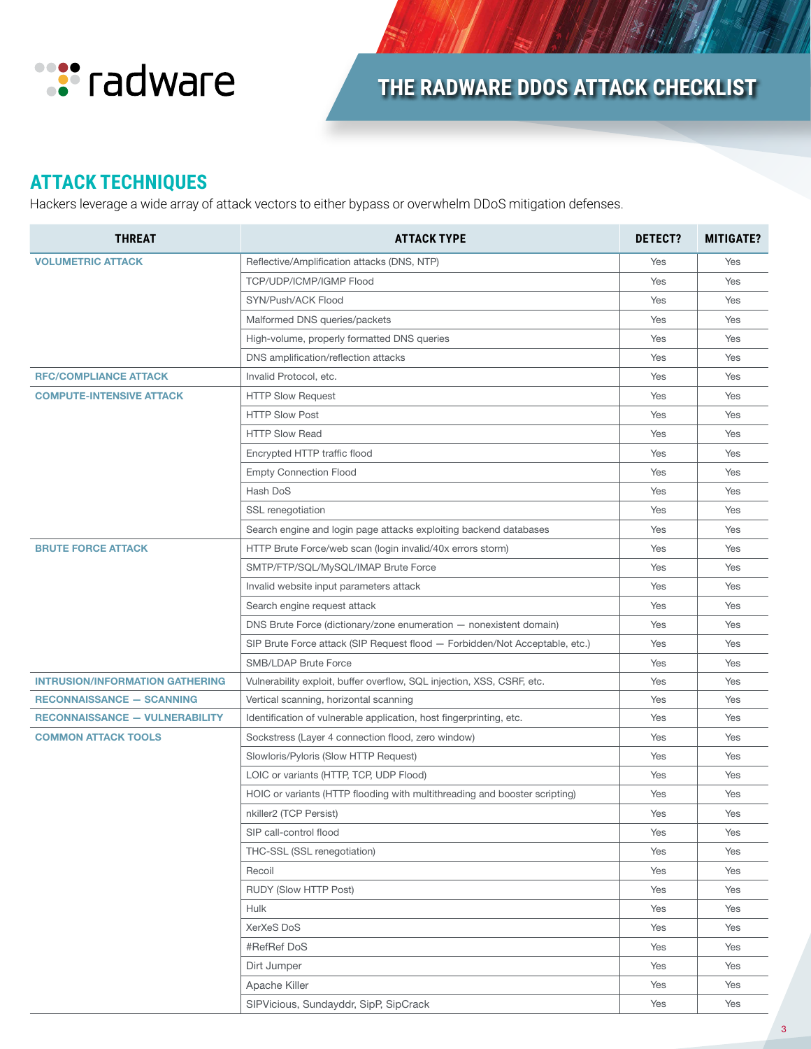# THE RADWARE DDOS ATTACK CHECKLIST

## ATTACK TECHNIQUES

Hackers leverage a wide array of attack vectors to either bypass or overwhelm DDoS mitigation defenses.

| THREAT | ATTACK TYPE | DETECT? | MITIGATE? |
|---|---|---|---|
| **VOLUMETRIC ATTACK** | Reflective/Amplification attacks (DNS, NTP) | Yes | Yes |
| | TCP/UDP/ICMP/IGMP Flood | Yes | Yes |
| | SYN/Push/ACK Flood | Yes | Yes |
| | Malformed DNS queries/packets | Yes | Yes |
| | High-volume, properly formatted DNS queries | Yes | Yes |
| | DNS amplification/reflection attacks | Yes | Yes |
| **RFC/COMPLIANCE ATTACK** | Invalid Protocol, etc. | Yes | Yes |
| **COMPUTE-INTENSIVE ATTACK** | HTTP Slow Request | Yes | Yes |
| | HTTP Slow Post | Yes | Yes |
| | HTTP Slow Read | Yes | Yes |
| | Encrypted HTTP traffic flood | Yes | Yes |
| | Empty Connection Flood | Yes | Yes |
| | Hash DoS | Yes | Yes |
| | SSL renegotiation | Yes | Yes |
| | Search engine and login page attacks exploiting backend databases | Yes | Yes |
| **BRUTE FORCE ATTACK** | HTTP Brute Force/web scan (login invalid/40x errors storm) | Yes | Yes |
| | SMTP/FTP/SQL/MySQL/IMAP Brute Force | Yes | Yes |
| | Invalid website input parameters attack | Yes | Yes |
| | Search engine request attack | Yes | Yes |
| | DNS Brute Force (dictionary/zone enumeration — nonexistent domain) | Yes | Yes |
| | SIP Brute Force attack (SIP Request flood — Forbidden/Not Acceptable, etc.) | Yes | Yes |
| | SMB/LDAP Brute Force | Yes | Yes |
| **INTRUSION/INFORMATION GATHERING** | Vulnerability exploit, buffer overflow, SQL injection, XSS, CSRF, etc. | Yes | Yes |
| **RECONNAISSANCE — SCANNING** | Vertical scanning, horizontal scanning | Yes | Yes |
| **RECONNAISSANCE — VULNERABILITY** | Identification of vulnerable application, host fingerprinting, etc. | Yes | Yes |
| **COMMON ATTACK TOOLS** | Sockstress (Layer 4 connection flood, zero window) | Yes | Yes |
| | Slowloris/Pyloris (Slow HTTP Request) | Yes | Yes |
| | LOIC or variants (HTTP, TCP, UDP Flood) | Yes | Yes |
| | HOIC or variants (HTTP flooding with multithreading and booster scripting) | Yes | Yes |
| | nkiller2 (TCP Persist) | Yes | Yes |
| | SIP call-control flood | Yes | Yes |
| | THC-SSL (SSL renegotiation) | Yes | Yes |
| | Recoil | Yes | Yes |
| | RUDY (Slow HTTP Post) | Yes | Yes |
| | Hulk | Yes | Yes |
| | XerXeS DoS | Yes | Yes |
| | #RefRef DoS | Yes | Yes |
| | Dirt Jumper | Yes | Yes |
| | Apache Killer | Yes | Yes |
| | SIPVicious, Sundayddr, SipP, SipCrack | Yes | Yes |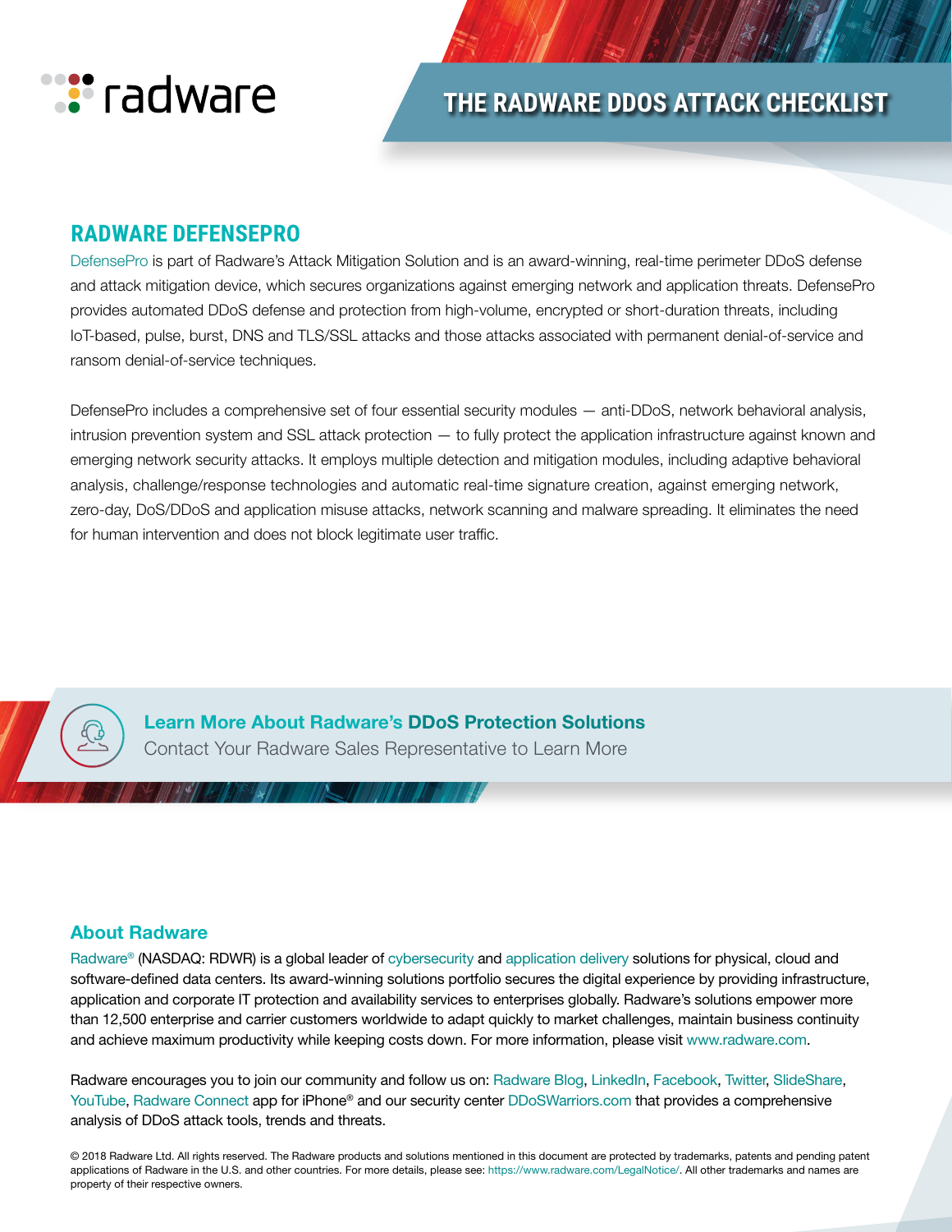# THE RADWARE DDOS ATTACK CHECKLIST

## RADWARE DEFENSEPRO

DefensePro is part of Radware's Attack Mitigation Solution and is an award-winning, real-time perimeter DDoS defense and attack mitigation device, which secures organizations against emerging network and application threats. DefensePro provides automated DDoS defense and protection from high-volume, encrypted or short-duration threats, including IoT-based, pulse, burst, DNS and TLS/SSL attacks and those attacks associated with permanent denial-of-service and ransom denial-of-service techniques.

DefensePro includes a comprehensive set of four essential security modules — anti-DDoS, network behavioral analysis, intrusion prevention system and SSL attack protection — to fully protect the application infrastructure against known and emerging network security attacks. It employs multiple detection and mitigation modules, including adaptive behavioral analysis, challenge/response technologies and automatic real-time signature creation, against emerging network, zero-day, DoS/DDoS and application misuse attacks, network scanning and malware spreading. It eliminates the need for human intervention and does not block legitimate user traffic.

**Learn More About Radware's DDoS Protection Solutions**

Contact Your Radware Sales Representative to Learn More

## About Radware

Radware® (NASDAQ: RDWR) is a global leader of cybersecurity and application delivery solutions for physical, cloud and software-defined data centers. Its award-winning solutions portfolio secures the digital experience by providing infrastructure, application and corporate IT protection and availability services to enterprises globally. Radware's solutions empower more than 12,500 enterprise and carrier customers worldwide to adapt quickly to market challenges, maintain business continuity and achieve maximum productivity while keeping costs down. For more information, please visit www.radware.com.

Radware encourages you to join our community and follow us on: Radware Blog, LinkedIn, Facebook, Twitter, SlideShare, YouTube, Radware Connect app for iPhone® and our security center DDoSWarriors.com that provides a comprehensive analysis of DDoS attack tools, trends and threats.

© 2018 Radware Ltd. All rights reserved. The Radware products and solutions mentioned in this document are protected by trademarks, patents and pending patent applications of Radware in the U.S. and other countries. For more details, please see: https://www.radware.com/LegalNotice/. All other trademarks and names are property of their respective owners.